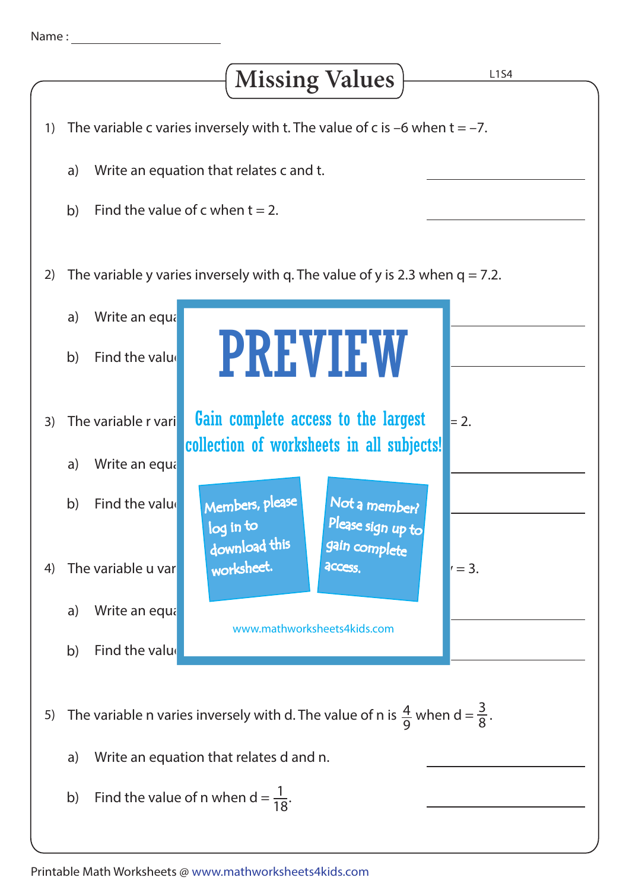Name : ____________________

# Missing Values

L1S4

1) The variable c varies inversely with t. The value of c is $-6$ when $t = -7$.

   a) Write an equation that relates c and t. ____________________

   b) Find the value of c when $t = 2$. ____________________

2) The variable y varies inversely with q. The value of y is 2.3 when $q = 7.2$.

   a) Write an equa ____________________

   b) Find the valu ____________________

3) The variable r vari $= 2$.

   a) Write an equa ____________________

   b) Find the valu ____________________

4) The variable u var $= 3$.

   a) Write an equa ____________________

   b) Find the valu ____________________

PREVIEW

Gain complete access to the largest collection of worksheets in all subjects!

Members, please log in to download this worksheet.

Not a member? Please sign up to gain complete access.

www.mathworksheets4kids.com

5) The variable n varies inversely with d. The value of n is $\frac{4}{9}$ when $d = \frac{3}{8}$.

   a) Write an equation that relates d and n. ____________________

   b) Find the value of n when $d = \frac{1}{18}$. ____________________

Printable Math Worksheets @ www.mathworksheets4kids.com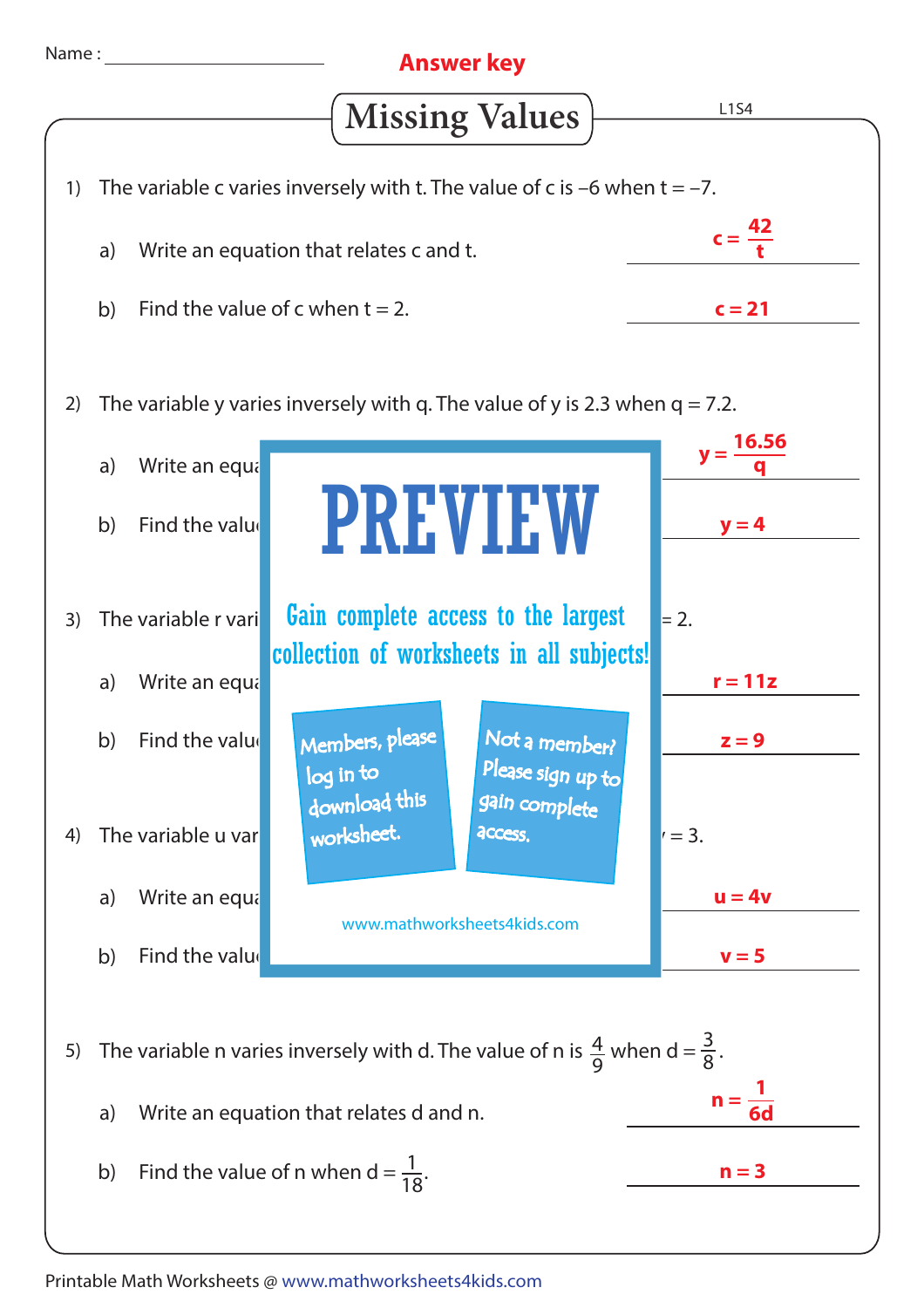Name : ____________________

**Answer key**

# Missing Values

L1S4

1) The variable c varies inversely with t. The value of c is –6 when t = –7.

a) Write an equation that relates c and t. $c = \frac{42}{t}$

b) Find the value of c when t = 2. $c = 21$

2) The variable y varies inversely with q. The value of y is 2.3 when q = 7.2.

a) Write an equa $y = \frac{16.56}{q}$

b) Find the valu $y = 4$

3) The variable r vari = 2.

a) Write an equa $r = 11z$

b) Find the valu $z = 9$

4) The variable u var = 3.

a) Write an equa $u = 4v$

b) Find the valu $v = 5$

PREVIEW

Gain complete access to the largest collection of worksheets in all subjects!

Members, please log in to download this worksheet.

Not a member? Please sign up to gain complete access.

www.mathworksheets4kids.com

5) The variable n varies inversely with d. The value of n is $\frac{4}{9}$ when d = $\frac{3}{8}$.

a) Write an equation that relates d and n. $n = \frac{1}{6d}$

b) Find the value of n when d = $\frac{1}{18}$. $n = 3$

Printable Math Worksheets @ www.mathworksheets4kids.com